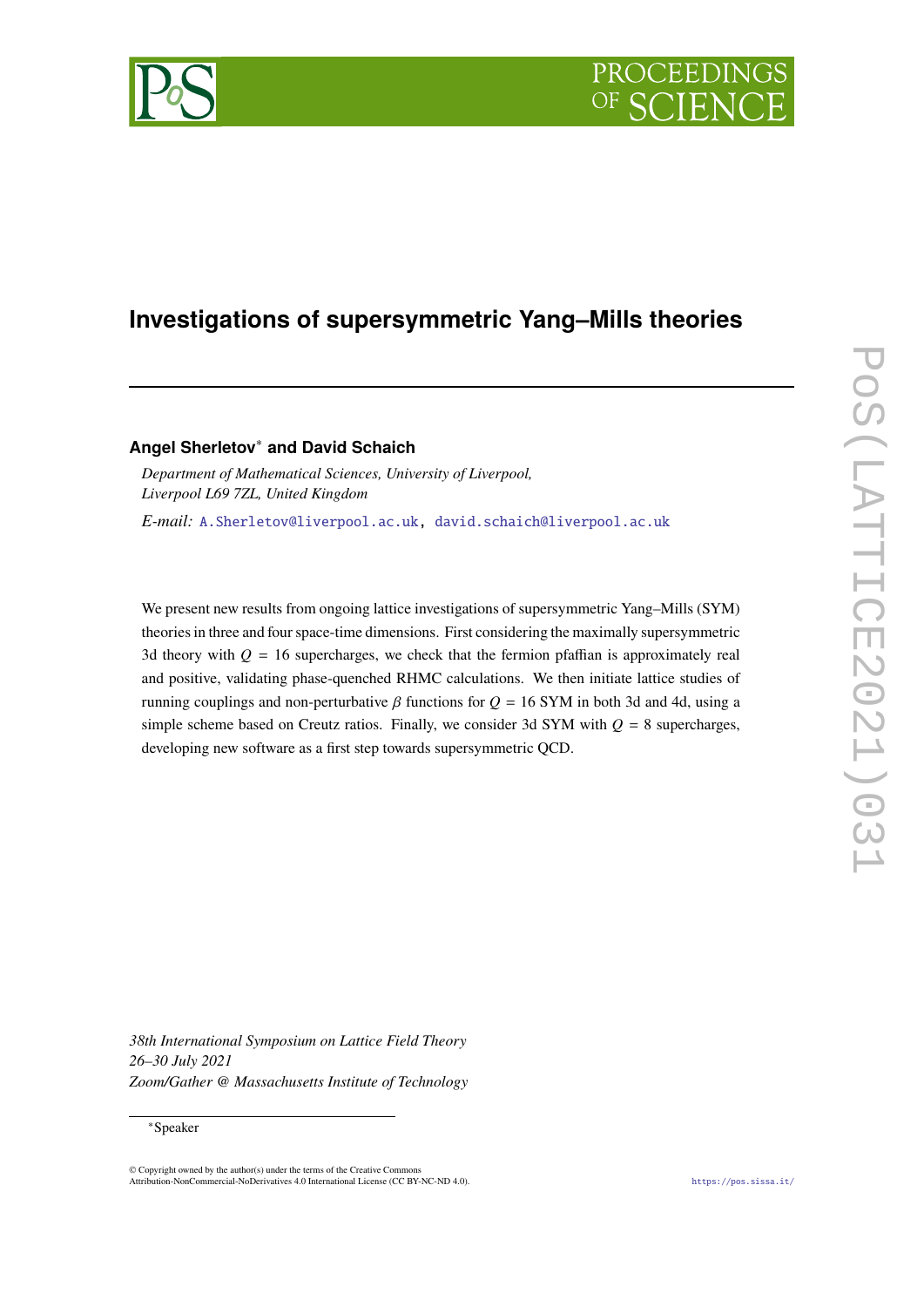# Investigations of supersymmetric Yang–Mills theories

**Angel Sherletov[*] and David Schaich**

*Department of Mathematical Sciences, University of Liverpool,*
*Liverpool L69 7ZL, United Kingdom*

*E-mail:* A.Sherletov@liverpool.ac.uk, david.schaich@liverpool.ac.uk

We present new results from ongoing lattice investigations of supersymmetric Yang–Mills (SYM) theories in three and four space-time dimensions. First considering the maximally supersymmetric 3d theory with $Q = 16$ supercharges, we check that the fermion pfaffian is approximately real and positive, validating phase-quenched RHMC calculations. We then initiate lattice studies of running couplings and non-perturbative $\beta$ functions for $Q = 16$ SYM in both 3d and 4d, using a simple scheme based on Creutz ratios. Finally, we consider 3d SYM with $Q = 8$ supercharges, developing new software as a first step towards supersymmetric QCD.

*38th International Symposium on Lattice Field Theory*
*26–30 July 2021*
*Zoom/Gather @ Massachusetts Institute of Technology*

[*]Speaker

© Copyright owned by the author(s) under the terms of the Creative Commons Attribution-NonCommercial-NoDerivatives 4.0 International License (CC BY-NC-ND 4.0).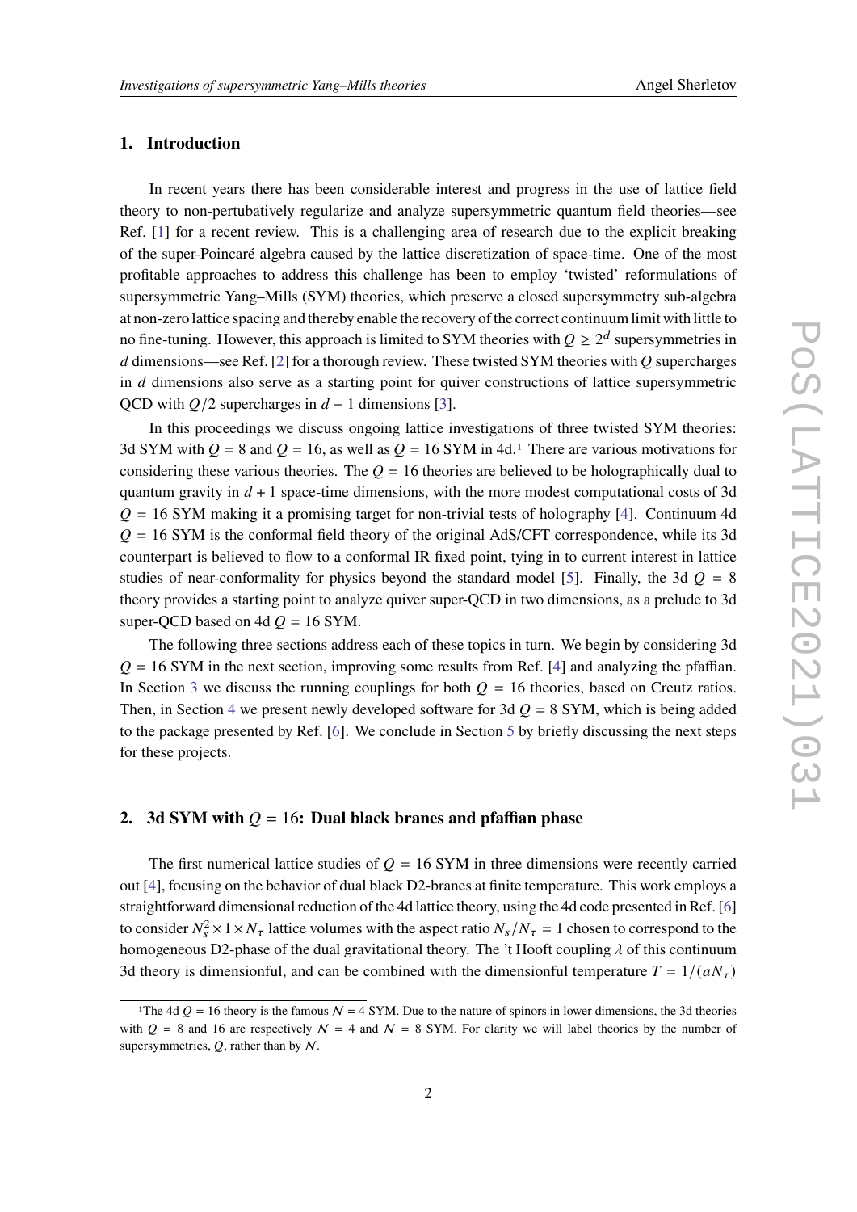## 1. Introduction

In recent years there has been considerable interest and progress in the use of lattice field theory to non-pertubatively regularize and analyze supersymmetric quantum field theories—see Ref. [1] for a recent review. This is a challenging area of research due to the explicit breaking of the super-Poincaré algebra caused by the lattice discretization of space-time. One of the most profitable approaches to address this challenge has been to employ 'twisted' reformulations of supersymmetric Yang–Mills (SYM) theories, which preserve a closed supersymmetry sub-algebra at non-zero lattice spacing and thereby enable the recovery of the correct continuum limit with little to no fine-tuning. However, this approach is limited to SYM theories with $Q \geq 2^d$ supersymmetries in $d$ dimensions—see Ref. [2] for a thorough review. These twisted SYM theories with $Q$ supercharges in $d$ dimensions also serve as a starting point for quiver constructions of lattice supersymmetric QCD with $Q/2$ supercharges in $d-1$ dimensions [3].

In this proceedings we discuss ongoing lattice investigations of three twisted SYM theories: 3d SYM with $Q = 8$ and $Q = 16$, as well as $Q = 16$ SYM in 4d.[1] There are various motivations for considering these various theories. The $Q = 16$ theories are believed to be holographically dual to quantum gravity in $d+1$ space-time dimensions, with the more modest computational costs of 3d $Q = 16$ SYM making it a promising target for non-trivial tests of holography [4]. Continuum 4d $Q = 16$ SYM is the conformal field theory of the original AdS/CFT correspondence, while its 3d counterpart is believed to flow to a conformal IR fixed point, tying in to current interest in lattice studies of near-conformality for physics beyond the standard model [5]. Finally, the 3d $Q = 8$ theory provides a starting point to analyze quiver super-QCD in two dimensions, as a prelude to 3d super-QCD based on 4d $Q = 16$ SYM.

The following three sections address each of these topics in turn. We begin by considering 3d $Q = 16$ SYM in the next section, improving some results from Ref. [4] and analyzing the pfaffian. In Section 3 we discuss the running couplings for both $Q = 16$ theories, based on Creutz ratios. Then, in Section 4 we present newly developed software for 3d $Q = 8$ SYM, which is being added to the package presented by Ref. [6]. We conclude in Section 5 by briefly discussing the next steps for these projects.

## 2. 3d SYM with $Q = 16$: Dual black branes and pfaffian phase

The first numerical lattice studies of $Q = 16$ SYM in three dimensions were recently carried out [4], focusing on the behavior of dual black D2-branes at finite temperature. This work employs a straightforward dimensional reduction of the 4d lattice theory, using the 4d code presented in Ref. [6] to consider $N_s^2 \times 1 \times N_\tau$ lattice volumes with the aspect ratio $N_s/N_\tau = 1$ chosen to correspond to the homogeneous D2-phase of the dual gravitational theory. The 't Hooft coupling $\lambda$ of this continuum 3d theory is dimensionful, and can be combined with the dimensionful temperature $T = 1/(aN_\tau)$

[1] The 4d $Q = 16$ theory is the famous $\mathcal{N} = 4$ SYM. Due to the nature of spinors in lower dimensions, the 3d theories with $Q = 8$ and 16 are respectively $\mathcal{N} = 4$ and $\mathcal{N} = 8$ SYM. For clarity we will label theories by the number of supersymmetries, $Q$, rather than by $\mathcal{N}$.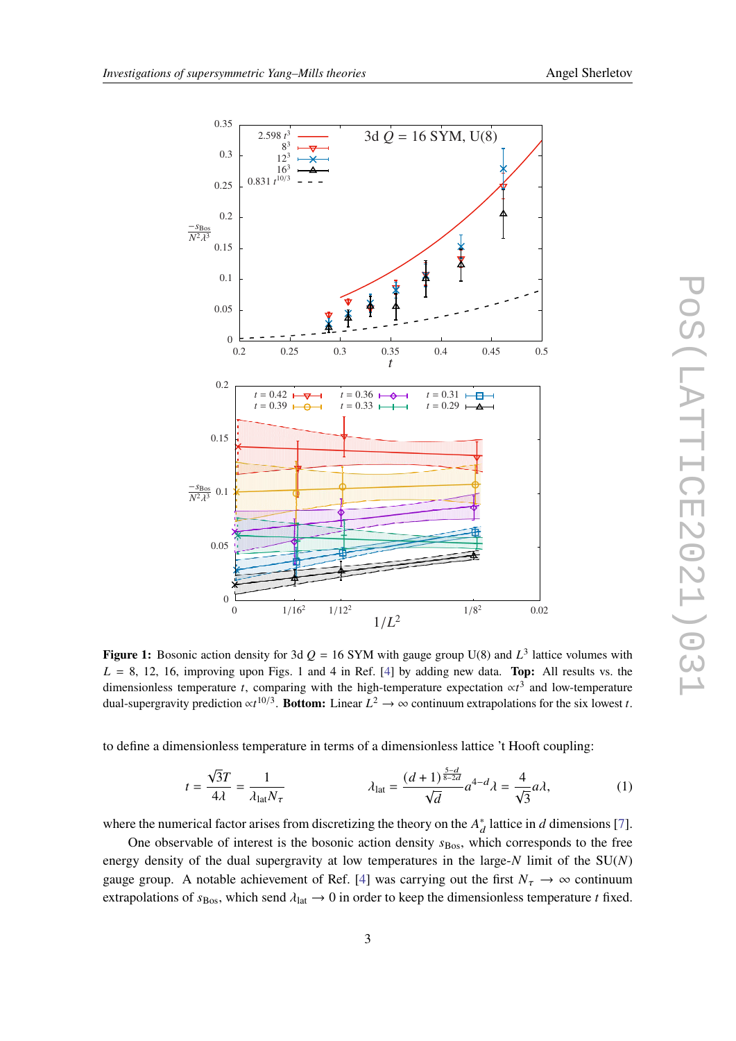**Figure 1:** Bosonic action density for 3d $Q = 16$ SYM with gauge group U(8) and $L^3$ lattice volumes with $L = 8$, 12, 16, improving upon Figs. 1 and 4 in Ref. [4] by adding new data. **Top:** All results vs. the dimensionless temperature $t$, comparing with the high-temperature expectation $\propto t^3$ and low-temperature dual-supergravity prediction $\propto t^{10/3}$. **Bottom:** Linear $L^2 \to \infty$ continuum extrapolations for the six lowest $t$.

to define a dimensionless temperature in terms of a dimensionless lattice 't Hooft coupling:

$$t = \frac{\sqrt{3}T}{4\lambda} = \frac{1}{\lambda_{\text{lat}} N_\tau} \qquad\qquad \lambda_{\text{lat}} = \frac{(d+1)^{\frac{5-d}{8-2d}}}{\sqrt{d}} a^{4-d} \lambda = \frac{4}{\sqrt{3}} a\lambda, \tag{1}$$

where the numerical factor arises from discretizing the theory on the $A_d^*$ lattice in $d$ dimensions [7].

One observable of interest is the bosonic action density $s_{\text{Bos}}$, which corresponds to the free energy density of the dual supergravity at low temperatures in the large-$N$ limit of the SU($N$) gauge group. A notable achievement of Ref. [4] was carrying out the first $N_\tau \to \infty$ continuum extrapolations of $s_{\text{Bos}}$, which send $\lambda_{\text{lat}} \to 0$ in order to keep the dimensionless temperature $t$ fixed.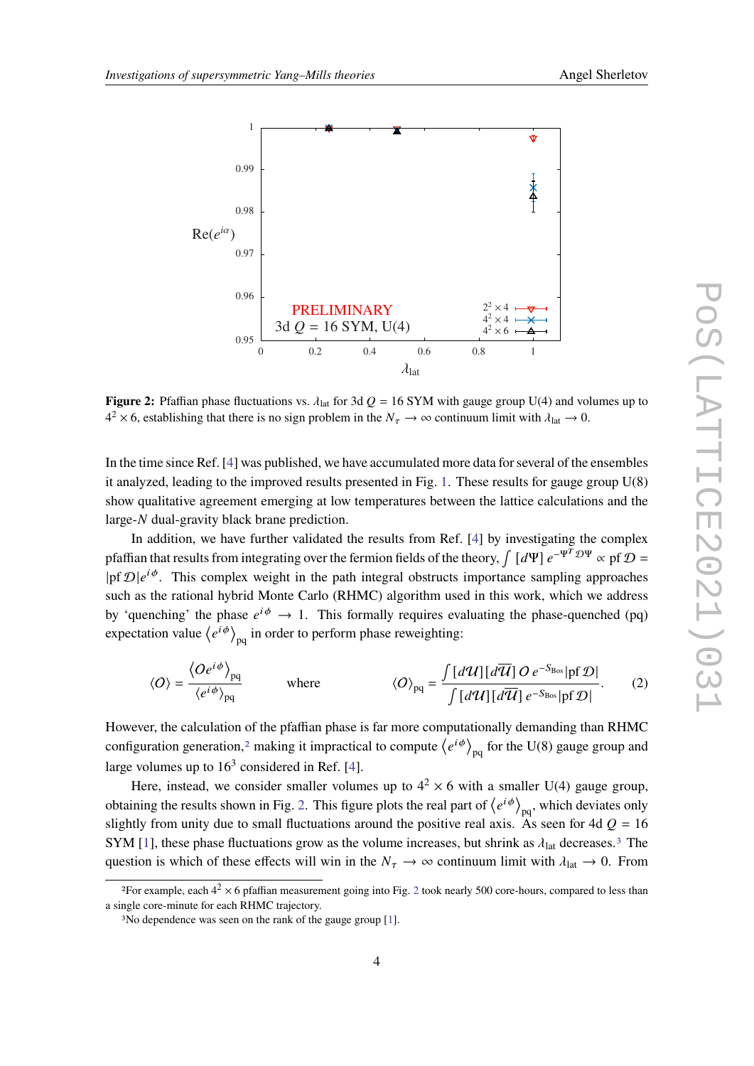**Figure 2:** Pfaffian phase fluctuations vs. $\lambda_{\text{lat}}$ for 3d $Q = 16$ SYM with gauge group U(4) and volumes up to $4^2 \times 6$, establishing that there is no sign problem in the $N_\tau \to \infty$ continuum limit with $\lambda_{\text{lat}} \to 0$.

In the time since Ref. [4] was published, we have accumulated more data for several of the ensembles it analyzed, leading to the improved results presented in Fig. 1. These results for gauge group U(8) show qualitative agreement emerging at low temperatures between the lattice calculations and the large-$N$ dual-gravity black brane prediction.

In addition, we have further validated the results from Ref. [4] by investigating the complex pfaffian that results from integrating over the fermion fields of the theory, $\int [d\Psi]\, e^{-\Psi^T \mathcal{D} \Psi} \propto \text{pf}\,\mathcal{D} = |\text{pf}\,\mathcal{D}| e^{i\phi}$. This complex weight in the path integral obstructs importance sampling approaches such as the rational hybrid Monte Carlo (RHMC) algorithm used in this work, which we address by 'quenching' the phase $e^{i\phi} \to 1$. This formally requires evaluating the phase-quenched (pq) expectation value $\left\langle e^{i\phi} \right\rangle_{\text{pq}}$ in order to perform phase reweighting:

$$\langle O \rangle = \frac{\left\langle O e^{i\phi} \right\rangle_{\text{pq}}}{\left\langle e^{i\phi} \right\rangle_{\text{pq}}} \qquad \text{where} \qquad \langle O \rangle_{\text{pq}} = \frac{\int [d\mathcal{U}][d\overline{\mathcal{U}}]\, O\, e^{-S_{\text{Bos}}} |\text{pf}\,\mathcal{D}|}{\int [d\mathcal{U}][d\overline{\mathcal{U}}]\, e^{-S_{\text{Bos}}} |\text{pf}\,\mathcal{D}|}. \tag{2}$$

However, the calculation of the pfaffian phase is far more computationally demanding than RHMC configuration generation,[2] making it impractical to compute $\left\langle e^{i\phi} \right\rangle_{\text{pq}}$ for the U(8) gauge group and large volumes up to $16^3$ considered in Ref. [4].

Here, instead, we consider smaller volumes up to $4^2 \times 6$ with a smaller U(4) gauge group, obtaining the results shown in Fig. 2. This figure plots the real part of $\left\langle e^{i\phi} \right\rangle_{\text{pq}}$, which deviates only slightly from unity due to small fluctuations around the positive real axis. As seen for 4d $Q = 16$ SYM [1], these phase fluctuations grow as the volume increases, but shrink as $\lambda_{\text{lat}}$ decreases.[3] The question is which of these effects will win in the $N_\tau \to \infty$ continuum limit with $\lambda_{\text{lat}} \to 0$. From

[2] For example, each $4^2 \times 6$ pfaffian measurement going into Fig. 2 took nearly 500 core-hours, compared to less than a single core-minute for each RHMC trajectory.

[3] No dependence was seen on the rank of the gauge group [1].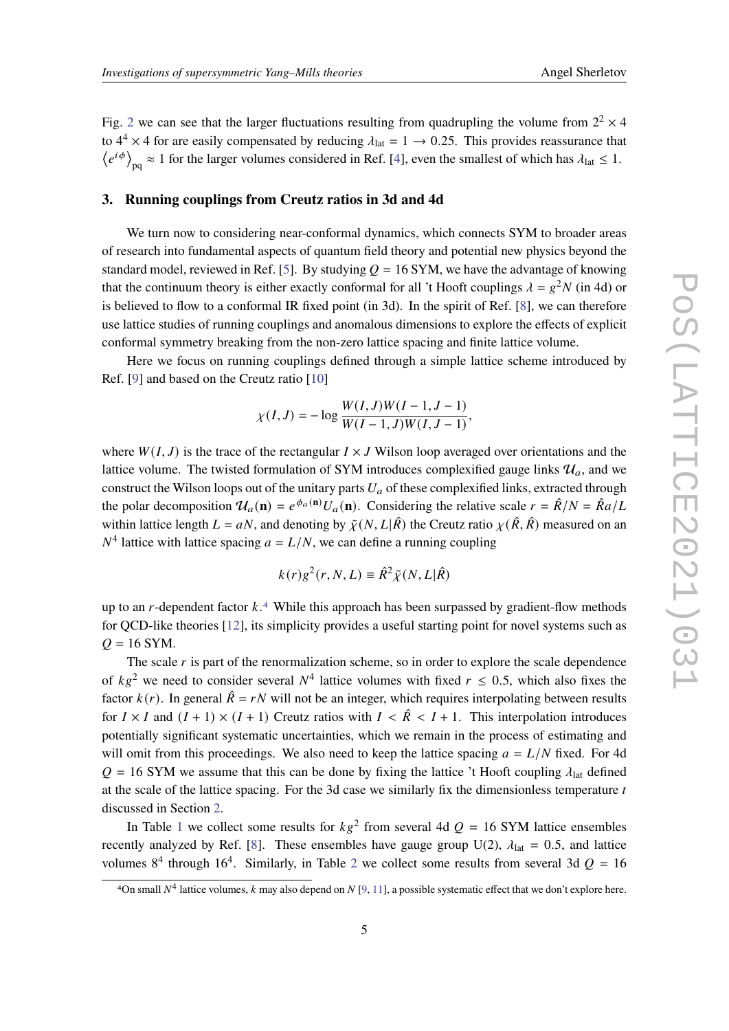Fig. 2 we can see that the larger fluctuations resulting from quadrupling the volume from $2^2 \times 4$ to $4^4 \times 4$ for are easily compensated by reducing $\lambda_{\text{lat}} = 1 \to 0.25$. This provides reassurance that $\left\langle e^{i\phi} \right\rangle_{\text{pq}} \approx 1$ for the larger volumes considered in Ref. [4], even the smallest of which has $\lambda_{\text{lat}} \leq 1$.

## 3. Running couplings from Creutz ratios in 3d and 4d

We turn now to considering near-conformal dynamics, which connects SYM to broader areas of research into fundamental aspects of quantum field theory and potential new physics beyond the standard model, reviewed in Ref. [5]. By studying $Q = 16$ SYM, we have the advantage of knowing that the continuum theory is either exactly conformal for all 't Hooft couplings $\lambda = g^2 N$ (in 4d) or is believed to flow to a conformal IR fixed point (in 3d). In the spirit of Ref. [8], we can therefore use lattice studies of running couplings and anomalous dimensions to explore the effects of explicit conformal symmetry breaking from the non-zero lattice spacing and finite lattice volume.

Here we focus on running couplings defined through a simple lattice scheme introduced by Ref. [9] and based on the Creutz ratio [10]

$$\chi(I, J) = -\log \frac{W(I, J) W(I-1, J-1)}{W(I-1, J) W(I, J-1)},$$

where $W(I, J)$ is the trace of the rectangular $I \times J$ Wilson loop averaged over orientations and the lattice volume. The twisted formulation of SYM introduces complexified gauge links $\mathcal{U}_a$, and we construct the Wilson loops out of the unitary parts $U_a$ of these complexified links, extracted through the polar decomposition $\mathcal{U}_a(\mathbf{n}) = e^{\phi_a(\mathbf{n})} U_a(\mathbf{n})$. Considering the relative scale $r = \hat{R}/N = \hat{R}a/L$ within lattice length $L = aN$, and denoting by $\tilde{\chi}(N, L|\hat{R})$ the Creutz ratio $\chi(\hat{R}, \hat{R})$ measured on an $N^4$ lattice with lattice spacing $a = L/N$, we can define a running coupling

$$k(r) g^2(r, N, L) \equiv \hat{R}^2 \tilde{\chi}(N, L|\hat{R})$$

up to an $r$-dependent factor $k$.[4] While this approach has been surpassed by gradient-flow methods for QCD-like theories [12], its simplicity provides a useful starting point for novel systems such as $Q = 16$ SYM.

The scale $r$ is part of the renormalization scheme, so in order to explore the scale dependence of $kg^2$ we need to consider several $N^4$ lattice volumes with fixed $r \leq 0.5$, which also fixes the factor $k(r)$. In general $\hat{R} = rN$ will not be an integer, which requires interpolating between results for $I \times I$ and $(I+1) \times (I+1)$ Creutz ratios with $I < \hat{R} < I + 1$. This interpolation introduces potentially significant systematic uncertainties, which we remain in the process of estimating and will omit from this proceedings. We also need to keep the lattice spacing $a = L/N$ fixed. For 4d $Q = 16$ SYM we assume that this can be done by fixing the lattice 't Hooft coupling $\lambda_{\text{lat}}$ defined at the scale of the lattice spacing. For the 3d case we similarly fix the dimensionless temperature $t$ discussed in Section 2.

In Table 1 we collect some results for $kg^2$ from several 4d $Q = 16$ SYM lattice ensembles recently analyzed by Ref. [8]. These ensembles have gauge group U(2), $\lambda_{\text{lat}} = 0.5$, and lattice volumes $8^4$ through $16^4$. Similarly, in Table 2 we collect some results from several 3d $Q = 16$

[4]On small $N^4$ lattice volumes, $k$ may also depend on $N$ [9, 11], a possible systematic effect that we don't explore here.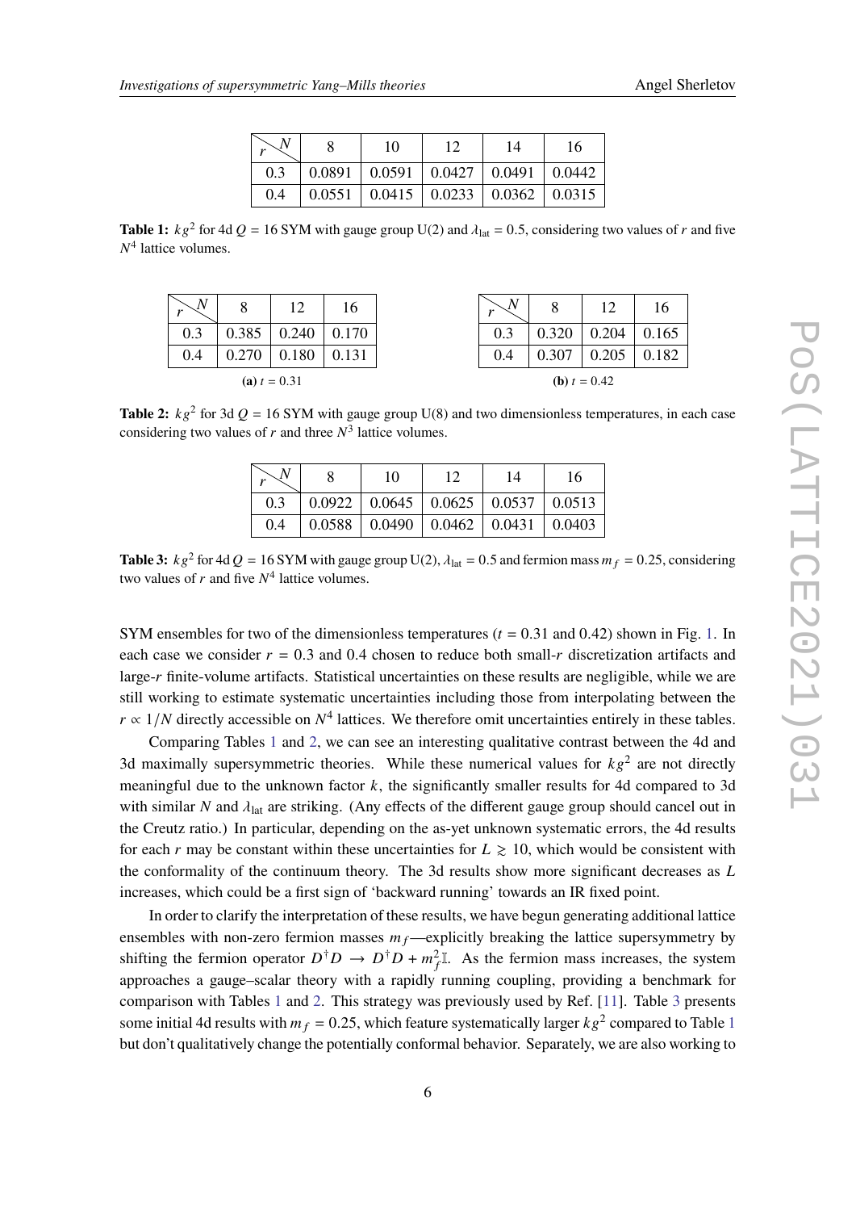| $r$ \ $N$ | 8 | 10 | 12 | 14 | 16 |
|---|---|---|---|---|---|
| 0.3 | 0.0891 | 0.0591 | 0.0427 | 0.0491 | 0.0442 |
| 0.4 | 0.0551 | 0.0415 | 0.0233 | 0.0362 | 0.0315 |

**Table 1:** $kg^2$ for 4d $Q = 16$ SYM with gauge group U(2) and $\lambda_{\text{lat}} = 0.5$, considering two values of $r$ and five $N^4$ lattice volumes.

| $r$ \ $N$ | 8 | 12 | 16 |
|---|---|---|---|
| 0.3 | 0.385 | 0.240 | 0.170 |
| 0.4 | 0.270 | 0.180 | 0.131 |

**(a)** $t = 0.31$

| $r$ \ $N$ | 8 | 12 | 16 |
|---|---|---|---|
| 0.3 | 0.320 | 0.204 | 0.165 |
| 0.4 | 0.307 | 0.205 | 0.182 |

**(b)** $t = 0.42$

**Table 2:** $kg^2$ for 3d $Q = 16$ SYM with gauge group U(8) and two dimensionless temperatures, in each case considering two values of $r$ and three $N^3$ lattice volumes.

| $r$ \ $N$ | 8 | 10 | 12 | 14 | 16 |
|---|---|---|---|---|---|
| 0.3 | 0.0922 | 0.0645 | 0.0625 | 0.0537 | 0.0513 |
| 0.4 | 0.0588 | 0.0490 | 0.0462 | 0.0431 | 0.0403 |

**Table 3:** $kg^2$ for 4d $Q = 16$ SYM with gauge group U(2), $\lambda_{\text{lat}} = 0.5$ and fermion mass $m_f = 0.25$, considering two values of $r$ and five $N^4$ lattice volumes.

SYM ensembles for two of the dimensionless temperatures ($t = 0.31$ and $0.42$) shown in Fig. 1. In each case we consider $r = 0.3$ and $0.4$ chosen to reduce both small-$r$ discretization artifacts and large-$r$ finite-volume artifacts. Statistical uncertainties on these results are negligible, while we are still working to estimate systematic uncertainties including those from interpolating between the $r \propto 1/N$ directly accessible on $N^4$ lattices. We therefore omit uncertainties entirely in these tables.

Comparing Tables 1 and 2, we can see an interesting qualitative contrast between the 4d and 3d maximally supersymmetric theories. While these numerical values for $kg^2$ are not directly meaningful due to the unknown factor $k$, the significantly smaller results for 4d compared to 3d with similar $N$ and $\lambda_{\text{lat}}$ are striking. (Any effects of the different gauge group should cancel out in the Creutz ratio.) In particular, depending on the as-yet unknown systematic errors, the 4d results for each $r$ may be constant within these uncertainties for $L \gtrsim 10$, which would be consistent with the conformality of the continuum theory. The 3d results show more significant decreases as $L$ increases, which could be a first sign of 'backward running' towards an IR fixed point.

In order to clarify the interpretation of these results, we have begun generating additional lattice ensembles with non-zero fermion masses $m_f$—explicitly breaking the lattice supersymmetry by shifting the fermion operator $D^\dagger D \to D^\dagger D + m_f^2 \mathbb{I}$. As the fermion mass increases, the system approaches a gauge–scalar theory with a rapidly running coupling, providing a benchmark for comparison with Tables 1 and 2. This strategy was previously used by Ref. [11]. Table 3 presents some initial 4d results with $m_f = 0.25$, which feature systematically larger $kg^2$ compared to Table 1 but don't qualitatively change the potentially conformal behavior. Separately, we are also working to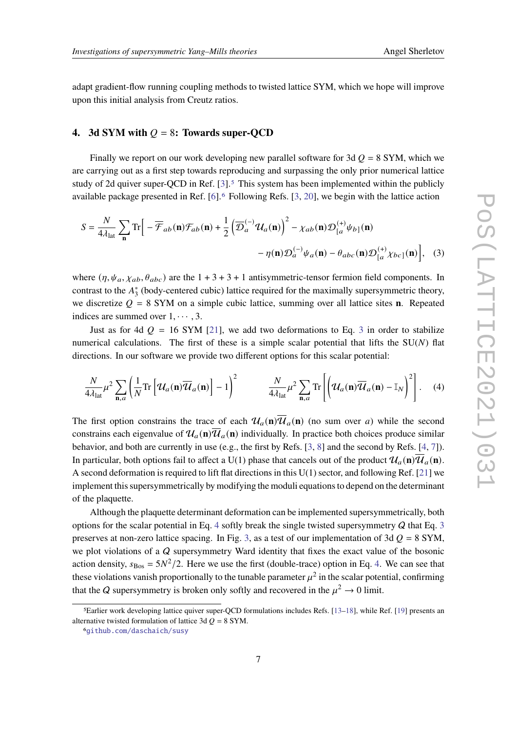adapt gradient-flow running coupling methods to twisted lattice SYM, which we hope will improve upon this initial analysis from Creutz ratios.

## 4. 3d SYM with $Q = 8$: Towards super-QCD

Finally we report on our work developing new parallel software for 3d $Q = 8$ SYM, which we are carrying out as a first step towards reproducing and surpassing the only prior numerical lattice study of 2d quiver super-QCD in Ref. [3].[5] This system has been implemented within the publicly available package presented in Ref. [6].[6] Following Refs. [3, 20], we begin with the lattice action

$$S = \frac{N}{4\lambda_{\text{lat}}} \sum_{\mathbf{n}} \text{Tr}\Big[ -\overline{\mathcal{F}}_{ab}(\mathbf{n})\mathcal{F}_{ab}(\mathbf{n}) + \frac{1}{2}\left(\overline{\mathcal{D}}_a^{(-)}\mathcal{U}_a(\mathbf{n})\right)^2 - \chi_{ab}(\mathbf{n})\mathcal{D}^{(+)}_{[a}\psi_{b]}(\mathbf{n}) \\ - \eta(\mathbf{n})\mathcal{D}_a^{(-)}\psi_a(\mathbf{n}) - \theta_{abc}(\mathbf{n})\mathcal{D}^{(+)}_{[a}\chi_{bc]}(\mathbf{n})\Big], \quad (3)$$

where $(\eta, \psi_a, \chi_{ab}, \theta_{abc})$ are the $1 + 3 + 3 + 1$ antisymmetric-tensor fermion field components. In contrast to the $A_3^*$ (body-centered cubic) lattice required for the maximally supersymmetric theory, we discretize $Q = 8$ SYM on a simple cubic lattice, summing over all lattice sites $\mathbf{n}$. Repeated indices are summed over $1, \cdots, 3$.

Just as for 4d $Q = 16$ SYM [21], we add two deformations to Eq. 3 in order to stabilize numerical calculations. The first of these is a simple scalar potential that lifts the SU($N$) flat directions. In our software we provide two different options for this scalar potential:

$$\frac{N}{4\lambda_{\text{lat}}}\mu^2 \sum_{\mathbf{n},a}\left(\frac{1}{N}\text{Tr}\left[\mathcal{U}_a(\mathbf{n})\overline{\mathcal{U}}_a(\mathbf{n})\right] - 1\right)^2 \qquad \frac{N}{4\lambda_{\text{lat}}}\mu^2 \sum_{\mathbf{n},a}\text{Tr}\left[\left(\mathcal{U}_a(\mathbf{n})\overline{\mathcal{U}}_a(\mathbf{n}) - \mathbb{I}_N\right)^2\right]. \quad (4)$$

The first option constrains the trace of each $\mathcal{U}_a(\mathbf{n})\overline{\mathcal{U}}_a(\mathbf{n})$ (no sum over $a$) while the second constrains each eigenvalue of $\mathcal{U}_a(\mathbf{n})\overline{\mathcal{U}}_a(\mathbf{n})$ individually. In practice both choices produce similar behavior, and both are currently in use (e.g., the first by Refs. [3, 8] and the second by Refs. [4, 7]). In particular, both options fail to affect a U(1) phase that cancels out of the product $\mathcal{U}_a(\mathbf{n})\overline{\mathcal{U}}_a(\mathbf{n})$. A second deformation is required to lift flat directions in this U(1) sector, and following Ref. [21] we implement this supersymmetrically by modifying the moduli equations to depend on the determinant of the plaquette.

Although the plaquette determinant deformation can be implemented supersymmetrically, both options for the scalar potential in Eq. 4 softly break the single twisted supersymmetry $\mathcal{Q}$ that Eq. 3 preserves at non-zero lattice spacing. In Fig. 3, as a test of our implementation of 3d $Q = 8$ SYM, we plot violations of a $\mathcal{Q}$ supersymmetry Ward identity that fixes the exact value of the bosonic action density, $s_{\text{Bos}} = 5N^2/2$. Here we use the first (double-trace) option in Eq. 4. We can see that these violations vanish proportionally to the tunable parameter $\mu^2$ in the scalar potential, confirming that the $\mathcal{Q}$ supersymmetry is broken only softly and recovered in the $\mu^2 \to 0$ limit.

---

[5] Earlier work developing lattice quiver super-QCD formulations includes Refs. [13–18], while Ref. [19] presents an alternative twisted formulation of lattice 3d $Q = 8$ SYM.

[6] github.com/daschaich/susy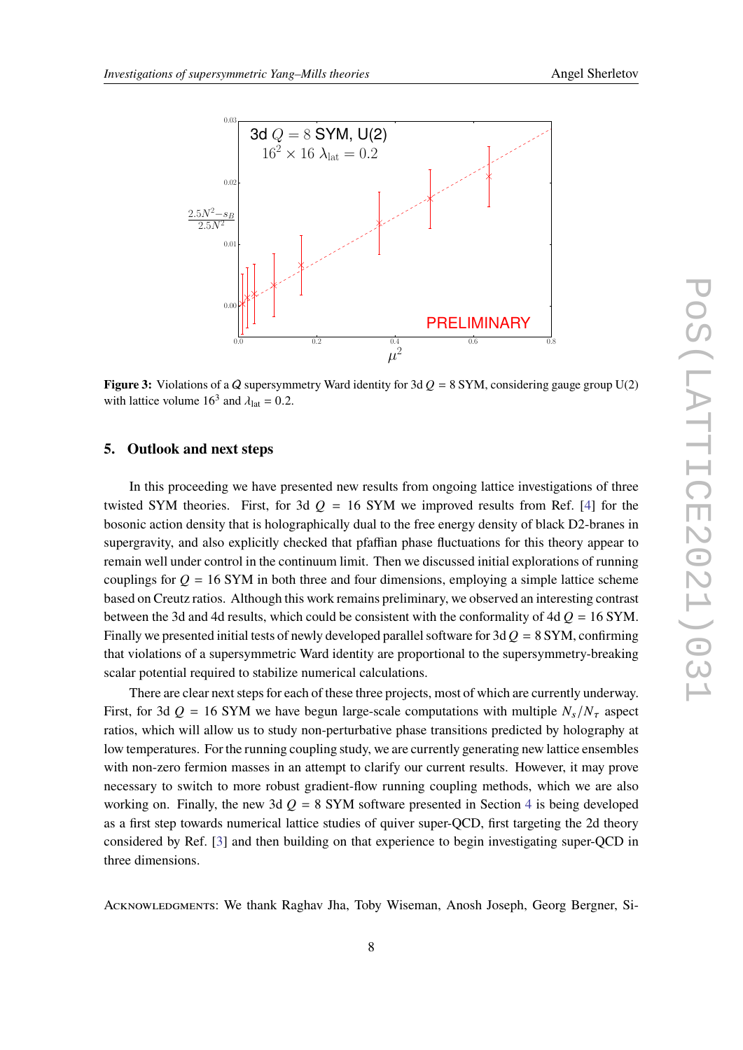**Figure 3:** Violations of a $\mathcal{Q}$ supersymmetry Ward identity for 3d $Q = 8$ SYM, considering gauge group U(2) with lattice volume $16^3$ and $\lambda_{\text{lat}} = 0.2$.

## 5. Outlook and next steps

In this proceeding we have presented new results from ongoing lattice investigations of three twisted SYM theories. First, for 3d $Q = 16$ SYM we improved results from Ref. [4] for the bosonic action density that is holographically dual to the free energy density of black D2-branes in supergravity, and also explicitly checked that pfaffian phase fluctuations for this theory appear to remain well under control in the continuum limit. Then we discussed initial explorations of running couplings for $Q = 16$ SYM in both three and four dimensions, employing a simple lattice scheme based on Creutz ratios. Although this work remains preliminary, we observed an interesting contrast between the 3d and 4d results, which could be consistent with the conformality of 4d $Q = 16$ SYM. Finally we presented initial tests of newly developed parallel software for 3d $Q = 8$ SYM, confirming that violations of a supersymmetric Ward identity are proportional to the supersymmetry-breaking scalar potential required to stabilize numerical calculations.

There are clear next steps for each of these three projects, most of which are currently underway. First, for 3d $Q = 16$ SYM we have begun large-scale computations with multiple $N_s/N_\tau$ aspect ratios, which will allow us to study non-perturbative phase transitions predicted by holography at low temperatures. For the running coupling study, we are currently generating new lattice ensembles with non-zero fermion masses in an attempt to clarify our current results. However, it may prove necessary to switch to more robust gradient-flow running coupling methods, which we are also working on. Finally, the new 3d $Q = 8$ SYM software presented in Section 4 is being developed as a first step towards numerical lattice studies of quiver super-QCD, first targeting the 2d theory considered by Ref. [3] and then building on that experience to begin investigating super-QCD in three dimensions.

Acknowledgments: We thank Raghav Jha, Toby Wiseman, Anosh Joseph, Georg Bergner, Si-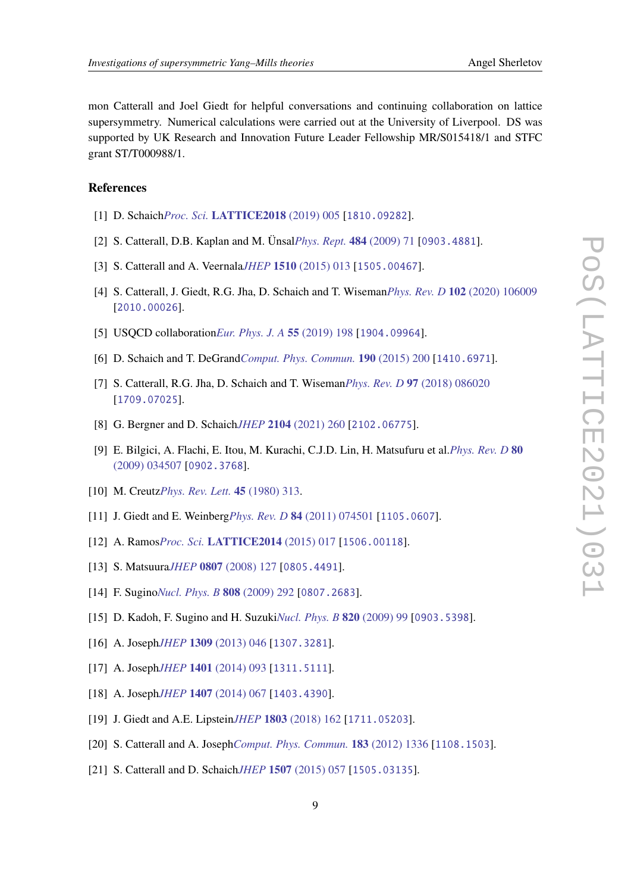mon Catterall and Joel Giedt for helpful conversations and continuing collaboration on lattice supersymmetry. Numerical calculations were carried out at the University of Liverpool. DS was supported by UK Research and Innovation Future Leader Fellowship MR/S015418/1 and STFC grant ST/T000988/1.

## References

[1] D. Schaich*Proc. Sci.* **LATTICE2018** (2019) 005 [1810.09282].

[2] S. Catterall, D.B. Kaplan and M. Ünsal*Phys. Rept.* **484** (2009) 71 [0903.4881].

[3] S. Catterall and A. Veernala*JHEP* **1510** (2015) 013 [1505.00467].

[4] S. Catterall, J. Giedt, R.G. Jha, D. Schaich and T. Wiseman*Phys. Rev. D* **102** (2020) 106009 [2010.00026].

[5] USQCD collaboration*Eur. Phys. J. A* **55** (2019) 198 [1904.09964].

[6] D. Schaich and T. DeGrand*Comput. Phys. Commun.* **190** (2015) 200 [1410.6971].

[7] S. Catterall, R.G. Jha, D. Schaich and T. Wiseman*Phys. Rev. D* **97** (2018) 086020 [1709.07025].

[8] G. Bergner and D. Schaich*JHEP* **2104** (2021) 260 [2102.06775].

[9] E. Bilgici, A. Flachi, E. Itou, M. Kurachi, C.J.D. Lin, H. Matsufuru et al.*Phys. Rev. D* **80** (2009) 034507 [0902.3768].

[10] M. Creutz*Phys. Rev. Lett.* **45** (1980) 313.

[11] J. Giedt and E. Weinberg*Phys. Rev. D* **84** (2011) 074501 [1105.0607].

[12] A. Ramos*Proc. Sci.* **LATTICE2014** (2015) 017 [1506.00118].

[13] S. Matsuura*JHEP* **0807** (2008) 127 [0805.4491].

[14] F. Sugino*Nucl. Phys. B* **808** (2009) 292 [0807.2683].

[15] D. Kadoh, F. Sugino and H. Suzuki*Nucl. Phys. B* **820** (2009) 99 [0903.5398].

[16] A. Joseph*JHEP* **1309** (2013) 046 [1307.3281].

[17] A. Joseph*JHEP* **1401** (2014) 093 [1311.5111].

[18] A. Joseph*JHEP* **1407** (2014) 067 [1403.4390].

[19] J. Giedt and A.E. Lipstein*JHEP* **1803** (2018) 162 [1711.05203].

[20] S. Catterall and A. Joseph*Comput. Phys. Commun.* **183** (2012) 1336 [1108.1503].

[21] S. Catterall and D. Schaich*JHEP* **1507** (2015) 057 [1505.03135].